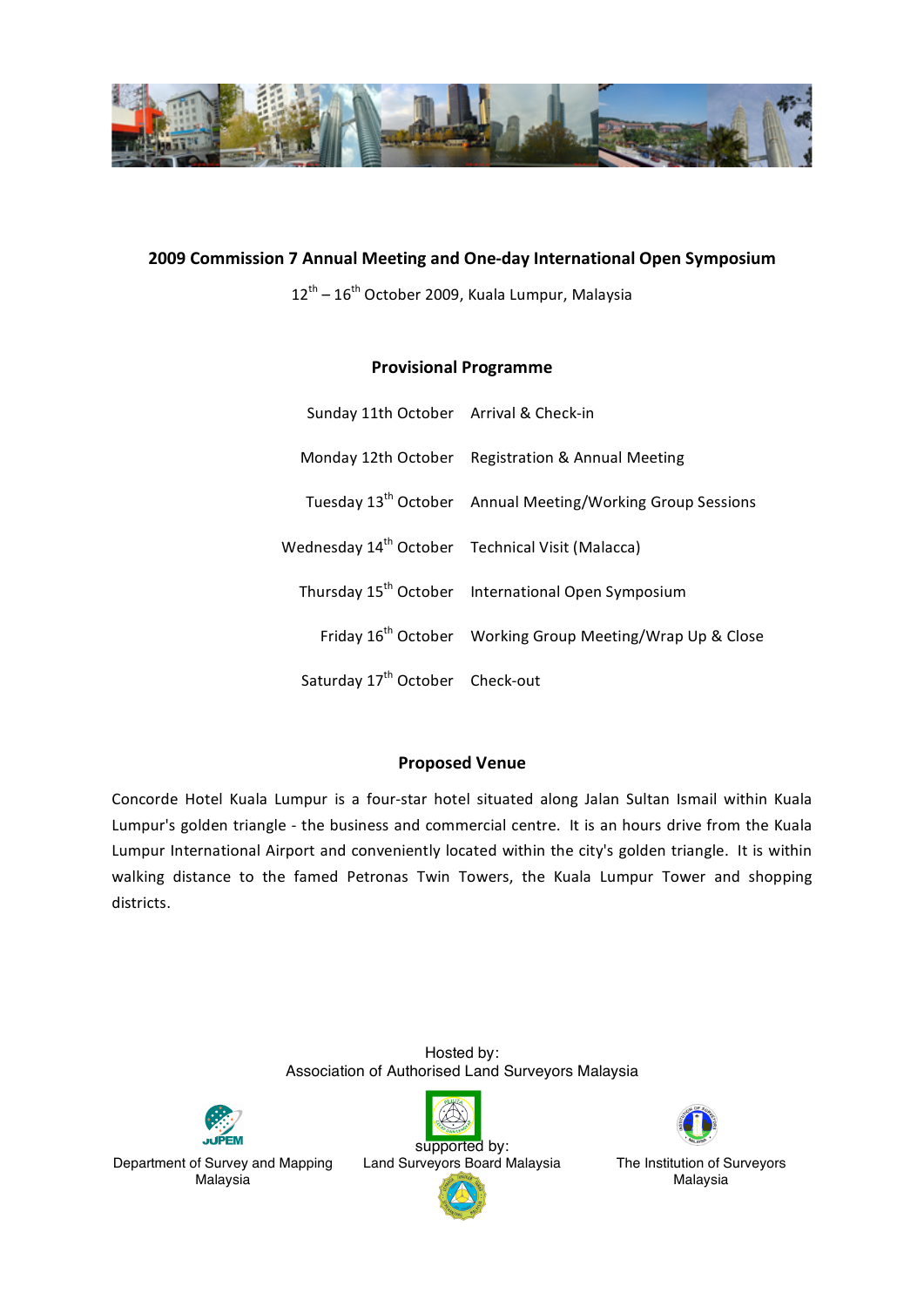## 2009 Commission 7 Annual Meeting and One-day International Open Symposium

12th – 16th October 2009, Kuala Lumpur, Malaysia

### Provisional Programme

| | |
|---|---|
| Sunday 11th October | Arrival & Check-in |
| Monday 12th October | Registration & Annual Meeting |
| Tuesday 13th October | Annual Meeting/Working Group Sessions |
| Wednesday 14th October | Technical Visit (Malacca) |
| Thursday 15th October | International Open Symposium |
| Friday 16th October | Working Group Meeting/Wrap Up & Close |
| Saturday 17th October | Check-out |

### Proposed Venue

Concorde Hotel Kuala Lumpur is a four-star hotel situated along Jalan Sultan Ismail within Kuala Lumpur's golden triangle - the business and commercial centre. It is an hours drive from the Kuala Lumpur International Airport and conveniently located within the city's golden triangle. It is within walking distance to the famed Petronas Twin Towers, the Kuala Lumpur Tower and shopping districts.

Hosted by:
Association of Authorised Land Surveyors Malaysia

supported by:

Department of Survey and Mapping Malaysia

Land Surveyors Board Malaysia

The Institution of Surveyors Malaysia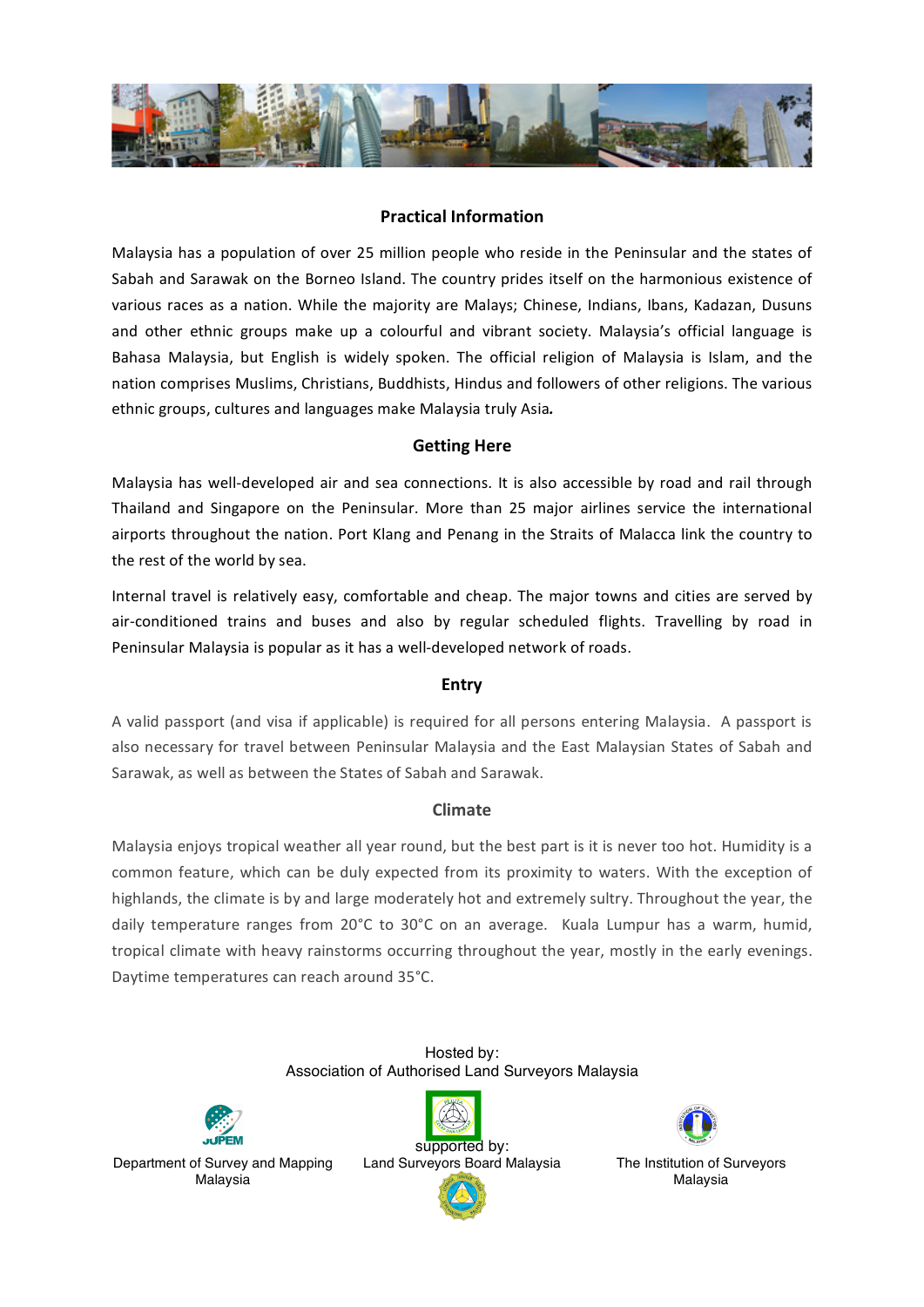## Practical Information

Malaysia has a population of over 25 million people who reside in the Peninsular and the states of Sabah and Sarawak on the Borneo Island. The country prides itself on the harmonious existence of various races as a nation. While the majority are Malays; Chinese, Indians, Ibans, Kadazan, Dusuns and other ethnic groups make up a colourful and vibrant society. Malaysia's official language is Bahasa Malaysia, but English is widely spoken. The official religion of Malaysia is Islam, and the nation comprises Muslims, Christians, Buddhists, Hindus and followers of other religions. The various ethnic groups, cultures and languages make Malaysia truly Asia*.*

## Getting Here

Malaysia has well-developed air and sea connections. It is also accessible by road and rail through Thailand and Singapore on the Peninsular. More than 25 major airlines service the international airports throughout the nation. Port Klang and Penang in the Straits of Malacca link the country to the rest of the world by sea.

Internal travel is relatively easy, comfortable and cheap. The major towns and cities are served by air-conditioned trains and buses and also by regular scheduled flights. Travelling by road in Peninsular Malaysia is popular as it has a well-developed network of roads.

## Entry

A valid passport (and visa if applicable) is required for all persons entering Malaysia. A passport is also necessary for travel between Peninsular Malaysia and the East Malaysian States of Sabah and Sarawak, as well as between the States of Sabah and Sarawak.

## Climate

Malaysia enjoys tropical weather all year round, but the best part is it is never too hot. Humidity is a common feature, which can be duly expected from its proximity to waters. With the exception of highlands, the climate is by and large moderately hot and extremely sultry. Throughout the year, the daily temperature ranges from 20°C to 30°C on an average. Kuala Lumpur has a warm, humid, tropical climate with heavy rainstorms occurring throughout the year, mostly in the early evenings. Daytime temperatures can reach around 35°C.

Hosted by:
Association of Authorised Land Surveyors Malaysia

supported by:

Department of Survey and Mapping Malaysia

Land Surveyors Board Malaysia

The Institution of Surveyors Malaysia